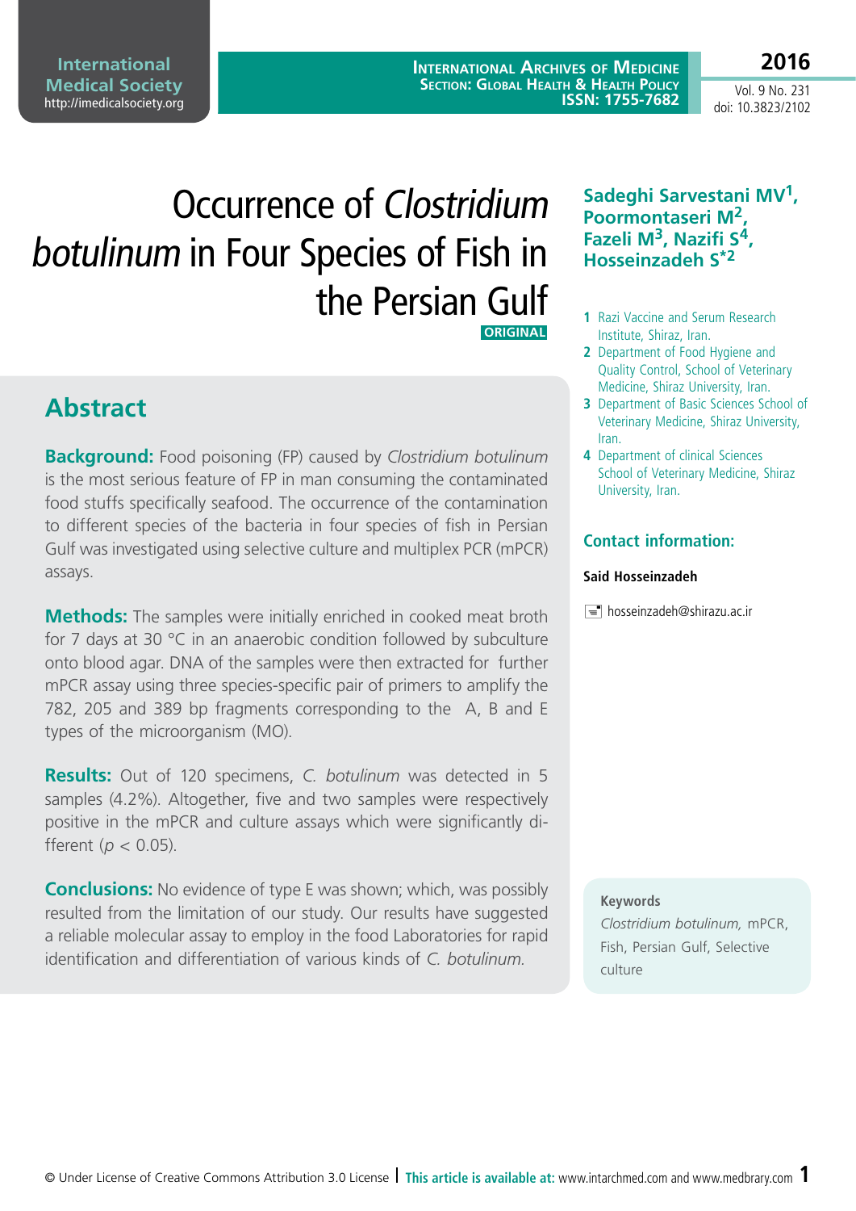# Occurrence of *Clostridium botulinum* in Four Species of Fish in the Persian Gulf

ORIGINAL

**Sadeghi Sarvestani MV[1], Poormontaseri M[2], Fazeli M[3], Nazifi S[4], Hosseinzadeh S[*2]**

1 Razi Vaccine and Serum Research Institute, Shiraz, Iran.
2 Department of Food Hygiene and Quality Control, School of Veterinary Medicine, Shiraz University, Iran.
3 Department of Basic Sciences School of Veterinary Medicine, Shiraz University, Iran.
4 Department of clinical Sciences School of Veterinary Medicine, Shiraz University, Iran.

**Contact information:**

**Said Hosseinzadeh**

hosseinzadeh@shirazu.ac.ir

## Abstract

**Background:** Food poisoning (FP) caused by *Clostridium botulinum* is the most serious feature of FP in man consuming the contaminated food stuffs specifically seafood. The occurrence of the contamination to different species of the bacteria in four species of fish in Persian Gulf was investigated using selective culture and multiplex PCR (mPCR) assays.

**Methods:** The samples were initially enriched in cooked meat broth for 7 days at 30 °C in an anaerobic condition followed by subculture onto blood agar. DNA of the samples were then extracted for further mPCR assay using three species-specific pair of primers to amplify the 782, 205 and 389 bp fragments corresponding to the A, B and E types of the microorganism (MO).

**Results:** Out of 120 specimens, *C. botulinum* was detected in 5 samples (4.2%). Altogether, five and two samples were respectively positive in the mPCR and culture assays which were significantly different ($p < 0.05$).

**Conclusions:** No evidence of type E was shown; which, was possibly resulted from the limitation of our study. Our results have suggested a reliable molecular assay to employ in the food Laboratories for rapid identification and differentiation of various kinds of *C. botulinum.*

**Keywords**

*Clostridium botulinum,* mPCR, Fish, Persian Gulf, Selective culture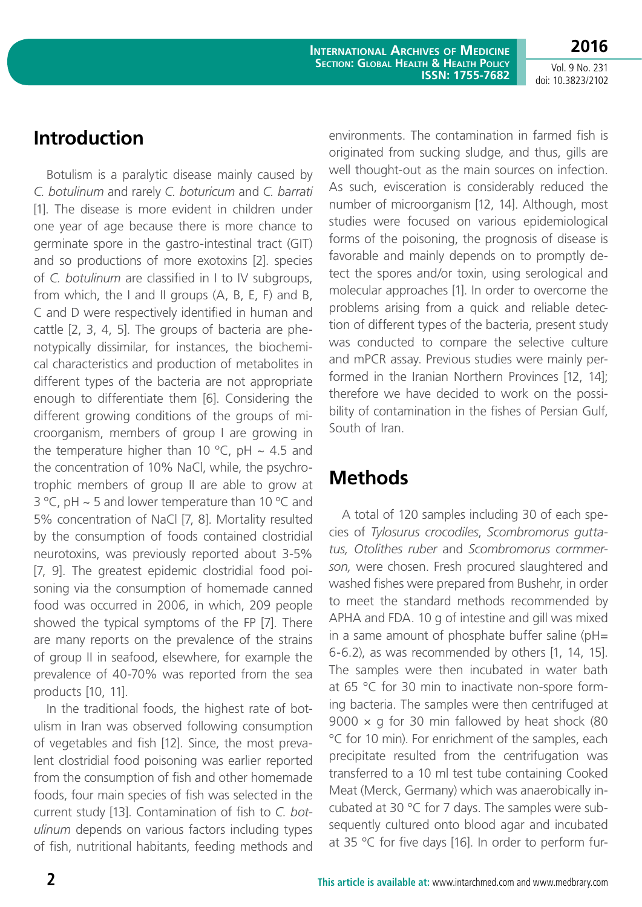## Introduction

Botulism is a paralytic disease mainly caused by *C. botulinum* and rarely *C. boturicum* and *C. barrati* [1]. The disease is more evident in children under one year of age because there is more chance to germinate spore in the gastro-intestinal tract (GIT) and so productions of more exotoxins [2]. species of *C. botulinum* are classified in I to IV subgroups, from which, the I and II groups (A, B, E, F) and B, C and D were respectively identified in human and cattle [2, 3, 4, 5]. The groups of bacteria are phenotypically dissimilar, for instances, the biochemical characteristics and production of metabolites in different types of the bacteria are not appropriate enough to differentiate them [6]. Considering the different growing conditions of the groups of microorganism, members of group I are growing in the temperature higher than 10 °C, pH ~ 4.5 and the concentration of 10% NaCl, while, the psychrotrophic members of group II are able to grow at 3 °C, pH ~ 5 and lower temperature than 10 °C and 5% concentration of NaCl [7, 8]. Mortality resulted by the consumption of foods contained clostridial neurotoxins, was previously reported about 3-5% [7, 9]. The greatest epidemic clostridial food poisoning via the consumption of homemade canned food was occurred in 2006, in which, 209 people showed the typical symptoms of the FP [7]. There are many reports on the prevalence of the strains of group II in seafood, elsewhere, for example the prevalence of 40-70% was reported from the sea products [10, 11].

In the traditional foods, the highest rate of botulism in Iran was observed following consumption of vegetables and fish [12]. Since, the most prevalent clostridial food poisoning was earlier reported from the consumption of fish and other homemade foods, four main species of fish was selected in the current study [13]. Contamination of fish to *C. botulinum* depends on various factors including types of fish, nutritional habitants, feeding methods and environments. The contamination in farmed fish is originated from sucking sludge, and thus, gills are well thought-out as the main sources on infection. As such, evisceration is considerably reduced the number of microorganism [12, 14]. Although, most studies were focused on various epidemiological forms of the poisoning, the prognosis of disease is favorable and mainly depends on to promptly detect the spores and/or toxin, using serological and molecular approaches [1]. In order to overcome the problems arising from a quick and reliable detection of different types of the bacteria, present study was conducted to compare the selective culture and mPCR assay. Previous studies were mainly performed in the Iranian Northern Provinces [12, 14]; therefore we have decided to work on the possibility of contamination in the fishes of Persian Gulf, South of Iran.

## Methods

A total of 120 samples including 30 of each species of *Tylosurus crocodiles*, *Scombromorus guttatus, Otolithes ruber* and *Scombromorus cormmerson,* were chosen. Fresh procured slaughtered and washed fishes were prepared from Bushehr, in order to meet the standard methods recommended by APHA and FDA. 10 g of intestine and gill was mixed in a same amount of phosphate buffer saline (pH= 6-6.2), as was recommended by others [1, 14, 15]. The samples were then incubated in water bath at 65 °C for 30 min to inactivate non-spore forming bacteria. The samples were then centrifuged at 9000 × g for 30 min fallowed by heat shock (80 °C for 10 min). For enrichment of the samples, each precipitate resulted from the centrifugation was transferred to a 10 ml test tube containing Cooked Meat (Merck, Germany) which was anaerobically incubated at 30 °C for 7 days. The samples were subsequently cultured onto blood agar and incubated at 35 °C for five days [16]. In order to perform fur-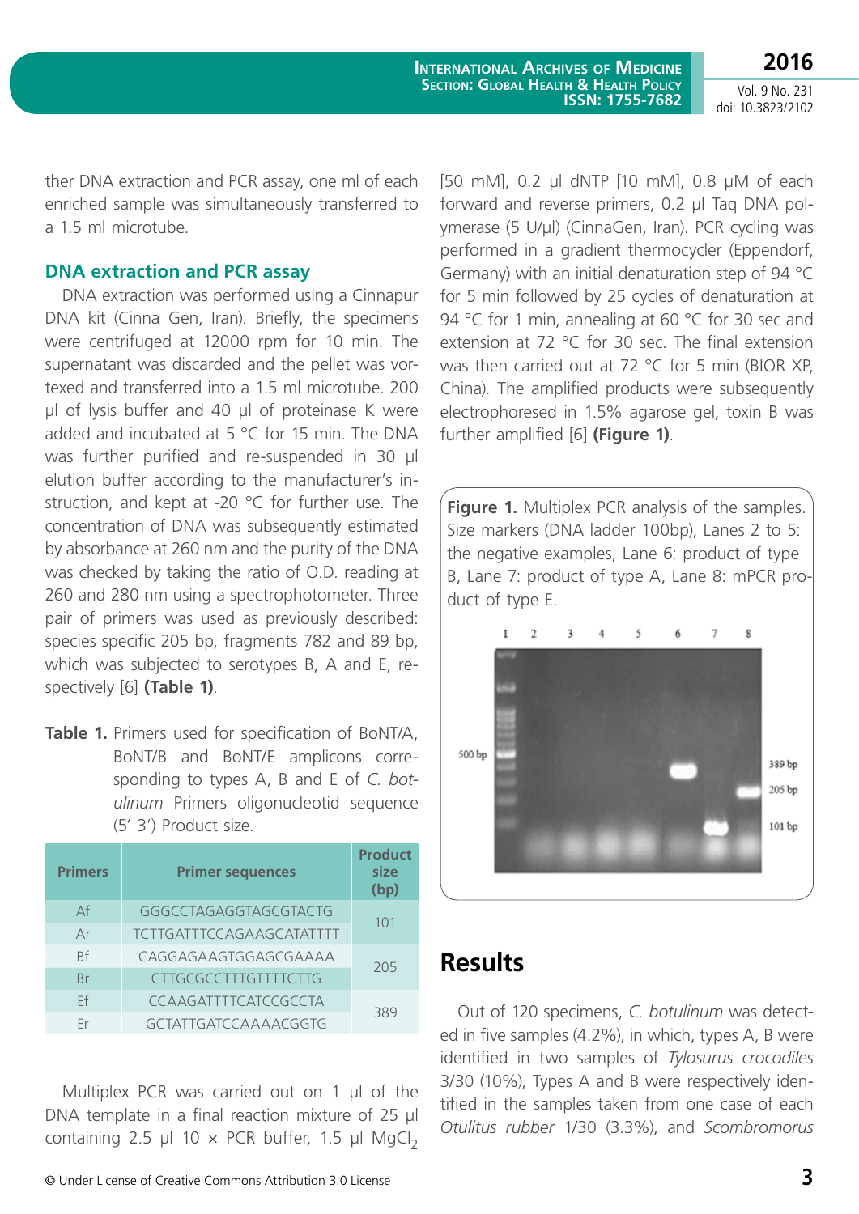ther DNA extraction and PCR assay, one ml of each enriched sample was simultaneously transferred to a 1.5 ml microtube.

### DNA extraction and PCR assay

DNA extraction was performed using a Cinnapur DNA kit (Cinna Gen, Iran). Briefly, the specimens were centrifuged at 12000 rpm for 10 min. The supernatant was discarded and the pellet was vortexed and transferred into a 1.5 ml microtube. 200 µl of lysis buffer and 40 µl of proteinase K were added and incubated at 5 °C for 15 min. The DNA was further purified and re-suspended in 30 µl elution buffer according to the manufacturer's instruction, and kept at -20 °C for further use. The concentration of DNA was subsequently estimated by absorbance at 260 nm and the purity of the DNA was checked by taking the ratio of O.D. reading at 260 and 280 nm using a spectrophotometer. Three pair of primers was used as previously described: species specific 205 bp, fragments 782 and 89 bp, which was subjected to serotypes B, A and E, respectively [6] **(Table 1)**.

**Table 1.** Primers used for specification of BoNT/A, BoNT/B and BoNT/E amplicons corresponding to types A, B and E of *C. botulinum* Primers oligonucleotid sequence (5′ 3′) Product size.

| Primers | Primer sequences | Product size (bp) |
|---|---|---|
| Af | GGGCCTAGAGGTAGCGTACTG | 101 |
| Ar | TCTTGATTTCCAGAAGCATATTTT | |
| Bf | CAGGAGAAGTGGAGCGAAAA | 205 |
| Br | CTTGCGCCTTTGTTTTCTTG | |
| Ef | CCAAGATTTTCATCCGCCTA | 389 |
| Er | GCTATTGATCCAAAACGGTG | |

Multiplex PCR was carried out on 1 µl of the DNA template in a final reaction mixture of 25 µl containing 2.5 µl 10 × PCR buffer, 1.5 µl $MgCl_2$ [50 mM], 0.2 µl dNTP [10 mM], 0.8 µM of each forward and reverse primers, 0.2 µl Taq DNA polymerase (5 U/µl) (CinnaGen, Iran). PCR cycling was performed in a gradient thermocycler (Eppendorf, Germany) with an initial denaturation step of 94 °C for 5 min followed by 25 cycles of denaturation at 94 °C for 1 min, annealing at 60 °C for 30 sec and extension at 72 °C for 30 sec. The final extension was then carried out at 72 °C for 5 min (BIOR XP, China). The amplified products were subsequently electrophoresed in 1.5% agarose gel, toxin B was further amplified [6] **(Figure 1)**.

**Figure 1.** Multiplex PCR analysis of the samples. Size markers (DNA ladder 100bp), Lanes 2 to 5: the negative examples, Lane 6: product of type B, Lane 7: product of type A, Lane 8: mPCR product of type E.

## Results

Out of 120 specimens, *C. botulinum* was detected in five samples (4.2%), in which, types A, B were identified in two samples of *Tylosurus crocodiles* 3/30 (10%), Types A and B were respectively identified in the samples taken from one case of each *Otulitus rubber* 1/30 (3.3%), and *Scombromorus*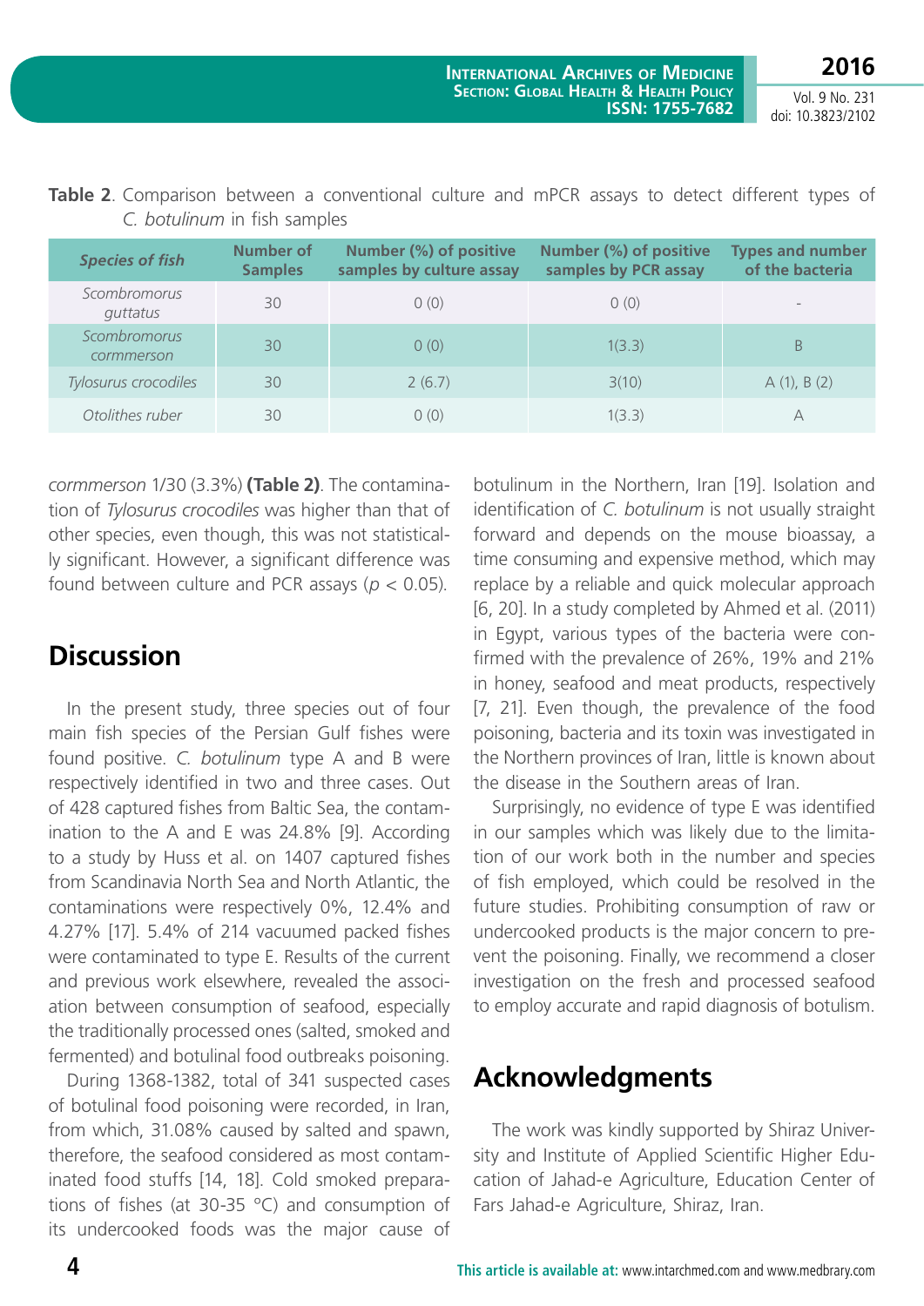**Table 2**. Comparison between a conventional culture and mPCR assays to detect different types of *C. botulinum* in fish samples

| *Species of fish* | Number of Samples | Number (%) of positive samples by culture assay | Number (%) of positive samples by PCR assay | Types and number of the bacteria |
|---|---|---|---|---|
| *Scombromorus guttatus* | 30 | 0 (0) | 0 (0) | - |
| *Scombromorus cormmerson* | 30 | 0 (0) | 1(3.3) | B |
| *Tylosurus crocodiles* | 30 | 2 (6.7) | 3(10) | A (1), B (2) |
| *Otolithes ruber* | 30 | 0 (0) | 1(3.3) | A |

*cormmerson* 1/30 (3.3%) **(Table 2)**. The contamination of *Tylosurus crocodiles* was higher than that of other species, even though, this was not statistically significant. However, a significant difference was found between culture and PCR assays ($p < 0.05$).

## Discussion

In the present study, three species out of four main fish species of the Persian Gulf fishes were found positive. *C. botulinum* type A and B were respectively identified in two and three cases. Out of 428 captured fishes from Baltic Sea, the contamination to the A and E was 24.8% [9]. According to a study by Huss et al. on 1407 captured fishes from Scandinavia North Sea and North Atlantic, the contaminations were respectively 0%, 12.4% and 4.27% [17]. 5.4% of 214 vacuumed packed fishes were contaminated to type E. Results of the current and previous work elsewhere, revealed the association between consumption of seafood, especially the traditionally processed ones (salted, smoked and fermented) and botulinal food outbreaks poisoning.

During 1368-1382, total of 341 suspected cases of botulinal food poisoning were recorded, in Iran, from which, 31.08% caused by salted and spawn, therefore, the seafood considered as most contaminated food stuffs [14, 18]. Cold smoked preparations of fishes (at 30-35 °C) and consumption of its undercooked foods was the major cause of botulinum in the Northern, Iran [19]. Isolation and identification of *C. botulinum* is not usually straight forward and depends on the mouse bioassay, a time consuming and expensive method, which may replace by a reliable and quick molecular approach [6, 20]. In a study completed by Ahmed et al. (2011) in Egypt, various types of the bacteria were confirmed with the prevalence of 26%, 19% and 21% in honey, seafood and meat products, respectively [7, 21]. Even though, the prevalence of the food poisoning, bacteria and its toxin was investigated in the Northern provinces of Iran, little is known about the disease in the Southern areas of Iran.

Surprisingly, no evidence of type E was identified in our samples which was likely due to the limitation of our work both in the number and species of fish employed, which could be resolved in the future studies. Prohibiting consumption of raw or undercooked products is the major concern to prevent the poisoning. Finally, we recommend a closer investigation on the fresh and processed seafood to employ accurate and rapid diagnosis of botulism.

## Acknowledgments

The work was kindly supported by Shiraz University and Institute of Applied Scientific Higher Education of Jahad-e Agriculture, Education Center of Fars Jahad-e Agriculture, Shiraz, Iran.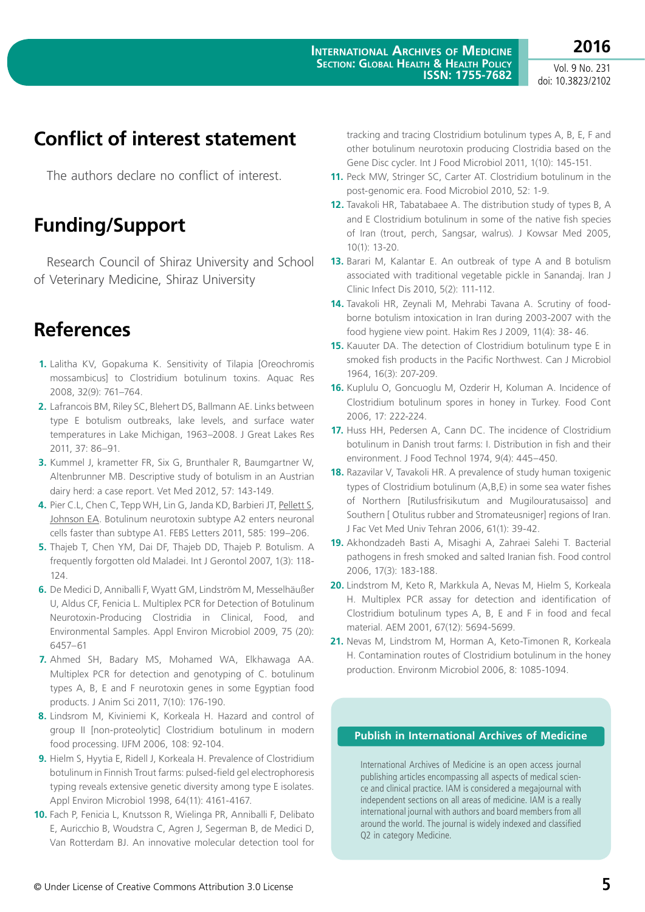## Conflict of interest statement

The authors declare no conflict of interest.

## Funding/Support

Research Council of Shiraz University and School of Veterinary Medicine, Shiraz University

## References

1. Lalitha KV, Gopakuma K. Sensitivity of Tilapia [Oreochromis mossambicus] to Clostridium botulinum toxins. Aquac Res 2008, 32(9): 761–764.
2. Lafrancois BM, Riley SC, Blehert DS, Ballmann AE. Links between type E botulism outbreaks, lake levels, and surface water temperatures in Lake Michigan, 1963–2008. J Great Lakes Res 2011, 37: 86–91.
3. Kummel J, krametter FR, Six G, Brunthaler R, Baumgartner W, Altenbrunner MB. Descriptive study of botulism in an Austrian dairy herd: a case report. Vet Med 2012, 57: 143-149.
4. Pier C.L, Chen C, Tepp WH, Lin G, Janda KD, Barbieri JT, Pellett S, Johnson EA. Botulinum neurotoxin subtype A2 enters neuronal cells faster than subtype A1. FEBS Letters 2011, 585: 199–206.
5. Thajeb T, Chen YM, Dai DF, Thajeb DD, Thajeb P. Botulism. A frequently forgotten old Maladei. Int J Gerontol 2007, 1(3): 118-124.
6. De Medici D, Anniballi F, Wyatt GM, Lindström M, Messelhäußer U, Aldus CF, Fenicia L. Multiplex PCR for Detection of Botulinum Neurotoxin-Producing Clostridia in Clinical, Food, and Environmental Samples. Appl Environ Microbiol 2009, 75 (20): 6457–61
7. Ahmed SH, Badary MS, Mohamed WA, Elkhawaga AA. Multiplex PCR for detection and genotyping of C. botulinum types A, B, E and F neurotoxin genes in some Egyptian food products. J Anim Sci 2011, 7(10): 176-190.
8. Lindsrom M, Kiviniemi K, Korkeala H. Hazard and control of group II [non-proteolytic] Clostridium botulinum in modern food processing. IJFM 2006, 108: 92-104.
9. Hielm S, Hyytia E, Ridell J, Korkeala H. Prevalence of Clostridium botulinum in Finnish Trout farms: pulsed-field gel electrophoresis typing reveals extensive genetic diversity among type E isolates. Appl Environ Microbiol 1998, 64(11): 4161-4167.
10. Fach P, Fenicia L, Knutsson R, Wielinga PR, Anniballi F, Delibato E, Auricchio B, Woudstra C, Agren J, Segerman B, de Medici D, Van Rotterdam BJ. An innovative molecular detection tool for tracking and tracing Clostridium botulinum types A, B, E, F and other botulinum neurotoxin producing Clostridia based on the Gene Disc cycler. Int J Food Microbiol 2011, 1(10): 145-151.
11. Peck MW, Stringer SC, Carter AT. Clostridium botulinum in the post-genomic era. Food Microbiol 2010, 52: 1-9.
12. Tavakoli HR, Tabatabaee A. The distribution study of types B, A and E Clostridium botulinum in some of the native fish species of Iran (trout, perch, Sangsar, walrus). J Kowsar Med 2005, 10(1): 13-20.
13. Barari M, Kalantar E. An outbreak of type A and B botulism associated with traditional vegetable pickle in Sanandaj. Iran J Clinic Infect Dis 2010, 5(2): 111-112.
14. Tavakoli HR, Zeynali M, Mehrabi Tavana A. Scrutiny of food-borne botulism intoxication in Iran during 2003-2007 with the food hygiene view point. Hakim Res J 2009, 11(4): 38- 46.
15. Kauuter DA. The detection of Clostridium botulinum type E in smoked fish products in the Pacific Northwest. Can J Microbiol 1964, 16(3): 207-209.
16. Kuplulu O, Goncuoglu M, Ozderir H, Koluman A. Incidence of Clostridium botulinum spores in honey in Turkey. Food Cont 2006, 17: 222-224.
17. Huss HH, Pedersen A, Cann DC. The incidence of Clostridium botulinum in Danish trout farms: I. Distribution in fish and their environment. J Food Technol 1974, 9(4): 445–450.
18. Razavilar V, Tavakoli HR. A prevalence of study human toxigenic types of Clostridium botulinum (A,B,E) in some sea water fishes of Northern [Rutilusfrisikutum and Mugilouratusaisso] and Southern [ Otulitus rubber and Stromateusniger] regions of Iran. J Fac Vet Med Univ Tehran 2006, 61(1): 39-42.
19. Akhondzadeh Basti A, Misaghi A, Zahraei Salehi T. Bacterial pathogens in fresh smoked and salted Iranian fish. Food control 2006, 17(3): 183-188.
20. Lindstrom M, Keto R, Markkula A, Nevas M, Hielm S, Korkeala H. Multiplex PCR assay for detection and identification of Clostridium botulinum types A, B, E and F in food and fecal material. AEM 2001, 67(12): 5694-5699.
21. Nevas M, Lindstrom M, Horman A, Keto-Timonen R, Korkeala H. Contamination routes of Clostridium botulinum in the honey production. Environm Microbiol 2006, 8: 1085-1094.

**Publish in International Archives of Medicine**

International Archives of Medicine is an open access journal publishing articles encompassing all aspects of medical science and clinical practice. IAM is considered a megajournal with independent sections on all areas of medicine. IAM is a really international journal with authors and board members from all around the world. The journal is widely indexed and classified Q2 in category Medicine.